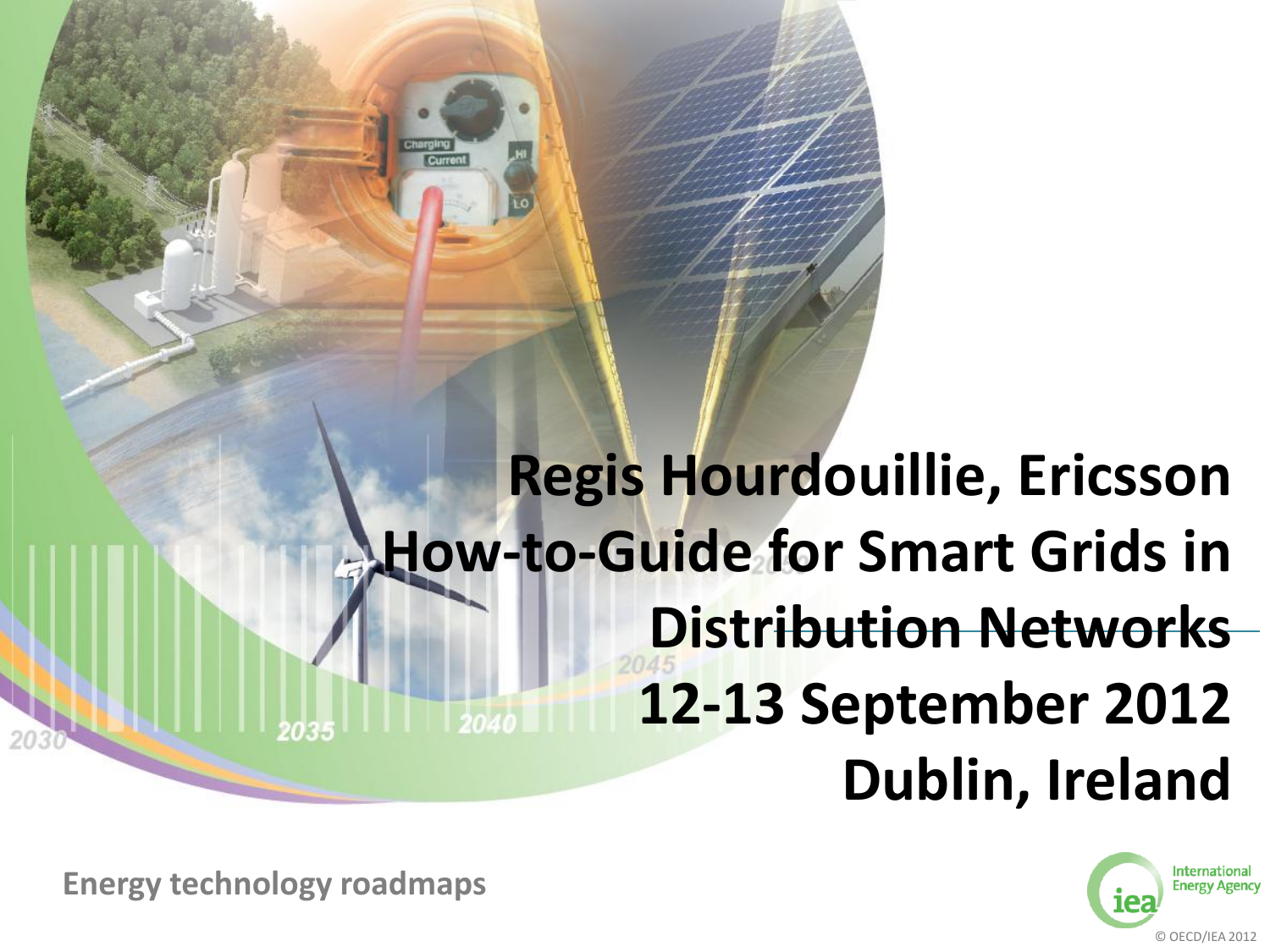# Regis Hourdouillie, Ericsson

# How-to-Guide for Smart Grids in Distribution Networks

## 12-13 September 2012

## Dublin, Ireland

**Energy technology roadmaps**

International Energy Agency

© OECD/IEA 2012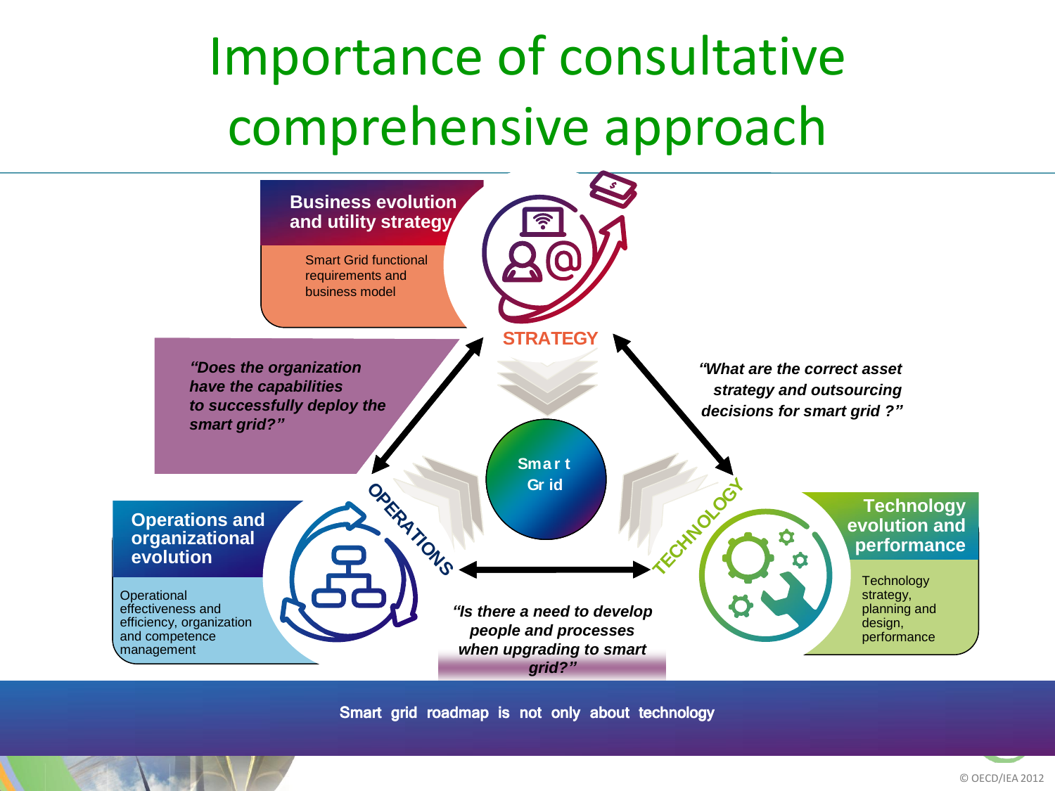# Importance of consultative comprehensive approach

**Business evolution and utility strategy**

Smart Grid functional requirements and business model

**STRATEGY**

***"Does the organization have the capabilities to successfully deploy the smart grid?"***

***"What are the correct asset strategy and outsourcing decisions for smart grid ?"***

**Smart Grid**

**OPERATIONS**

**TECHNOLOGY**

**Operations and organizational evolution**

Operational effectiveness and efficiency, organization and competence management

***"Is there a need to develop people and processes when upgrading to smart grid?"***

**Technology evolution and performance**

Technology strategy, planning and design, performance

**Smart grid roadmap is not only about technology**

© OECD/IEA 2012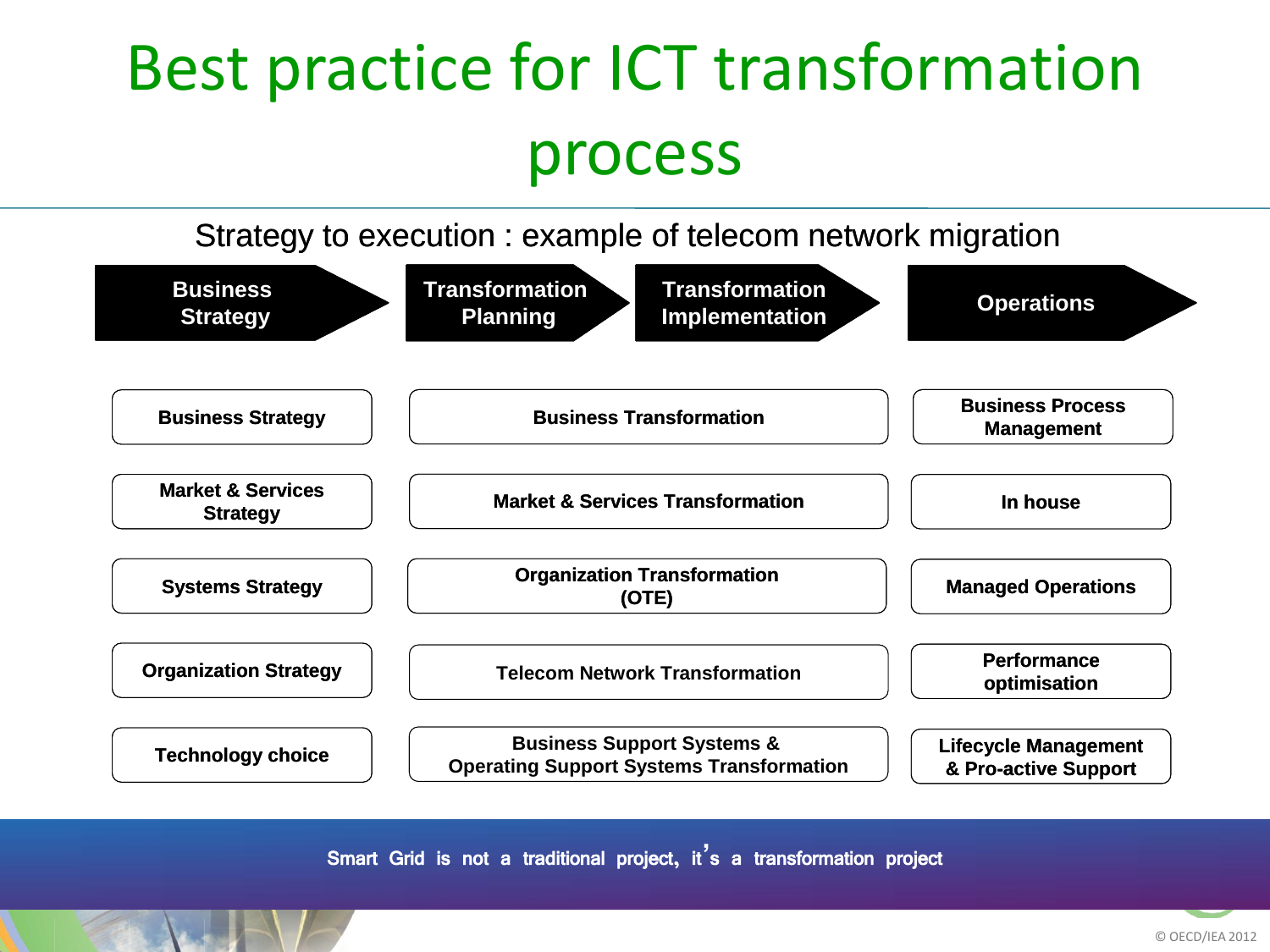# Best practice for ICT transformation process

Strategy to execution : example of telecom network migration

| Business Strategy | Transformation Planning / Transformation Implementation | Operations |
|---|---|---|
| Business Strategy | Business Transformation | Business Process Management |
| Market & Services Strategy | Market & Services Transformation | In house |
| Systems Strategy | Organization Transformation (OTE) | Managed Operations |
| Organization Strategy | Telecom Network Transformation | Performance optimisation |
| Technology choice | Business Support Systems & Operating Support Systems Transformation | Lifecycle Management & Pro-active Support |

Smart Grid is not a traditional project, it's a transformation project

© OECD/IEA 2012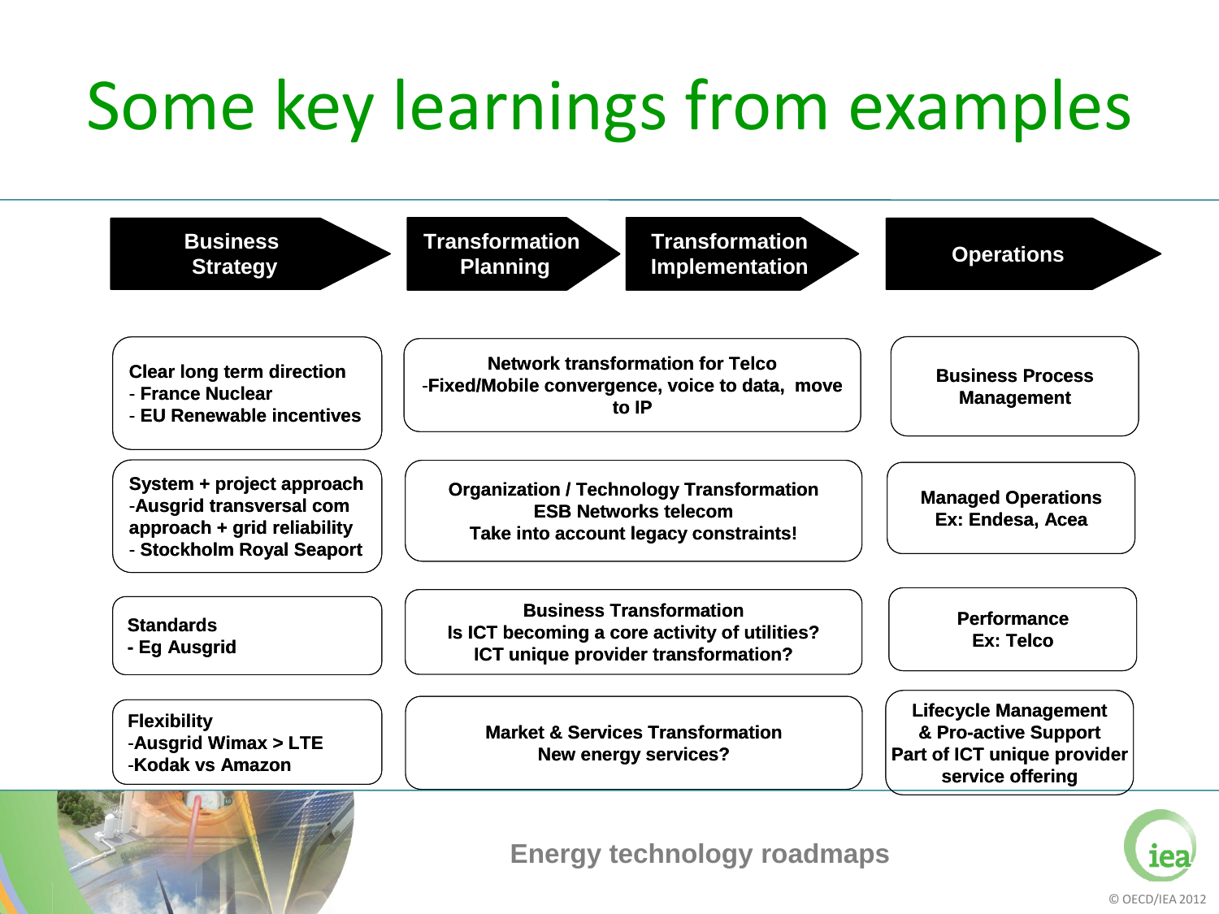# Some key learnings from examples

| Business Strategy | Transformation Planning / Transformation Implementation | Operations |
|---|---|---|
| **Clear long term direction** - **France Nuclear** - **EU Renewable incentives** | **Network transformation for Telco** -**Fixed/Mobile convergence, voice to data, move to IP** | **Business Process Management** |
| **System + project approach** -**Ausgrid transversal com approach + grid reliability** - **Stockholm Royal Seaport** | **Organization / Technology Transformation** **ESB Networks telecom** **Take into account legacy constraints!** | **Managed Operations** **Ex: Endesa, Acea** |
| **Standards** **- Eg Ausgrid** | **Business Transformation** **Is ICT becoming a core activity of utilities?** **ICT unique provider transformation?** | **Performance** **Ex: Telco** |
| **Flexibility** -**Ausgrid Wimax > LTE** -**Kodak vs Amazon** | **Market & Services Transformation** **New energy services?** | **Lifecycle Management & Pro-active Support** **Part of ICT unique provider service offering** |

Energy technology roadmaps

© OECD/IEA 2012